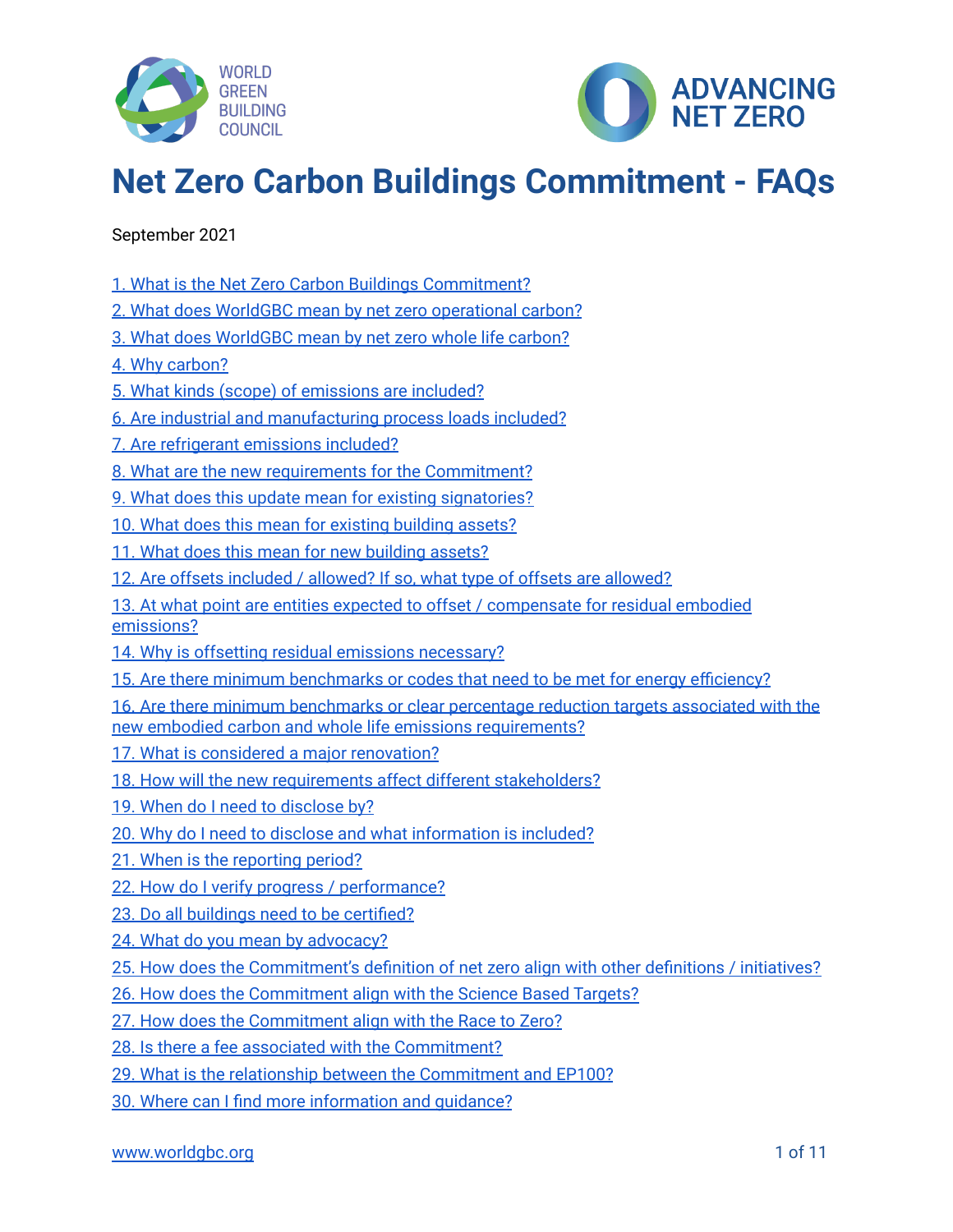WORLD GREEN BUILDING COUNCIL

ADVANCING NET ZERO

# Net Zero Carbon Buildings Commitment - FAQs

September 2021

1. What is the Net Zero Carbon Buildings Commitment?
2. What does WorldGBC mean by net zero operational carbon?
3. What does WorldGBC mean by net zero whole life carbon?
4. Why carbon?
5. What kinds (scope) of emissions are included?
6. Are industrial and manufacturing process loads included?
7. Are refrigerant emissions included?
8. What are the new requirements for the Commitment?
9. What does this update mean for existing signatories?
10. What does this mean for existing building assets?
11. What does this mean for new building assets?
12. Are offsets included / allowed? If so, what type of offsets are allowed?
13. At what point are entities expected to offset / compensate for residual embodied emissions?
14. Why is offsetting residual emissions necessary?
15. Are there minimum benchmarks or codes that need to be met for energy efficiency?
16. Are there minimum benchmarks or clear percentage reduction targets associated with the new embodied carbon and whole life emissions requirements?
17. What is considered a major renovation?
18. How will the new requirements affect different stakeholders?
19. When do I need to disclose by?
20. Why do I need to disclose and what information is included?
21. When is the reporting period?
22. How do I verify progress / performance?
23. Do all buildings need to be certified?
24. What do you mean by advocacy?
25. How does the Commitment's definition of net zero align with other definitions / initiatives?
26. How does the Commitment align with the Science Based Targets?
27. How does the Commitment align with the Race to Zero?
28. Is there a fee associated with the Commitment?
29. What is the relationship between the Commitment and EP100?
30. Where can I find more information and guidance?

www.worldgbc.org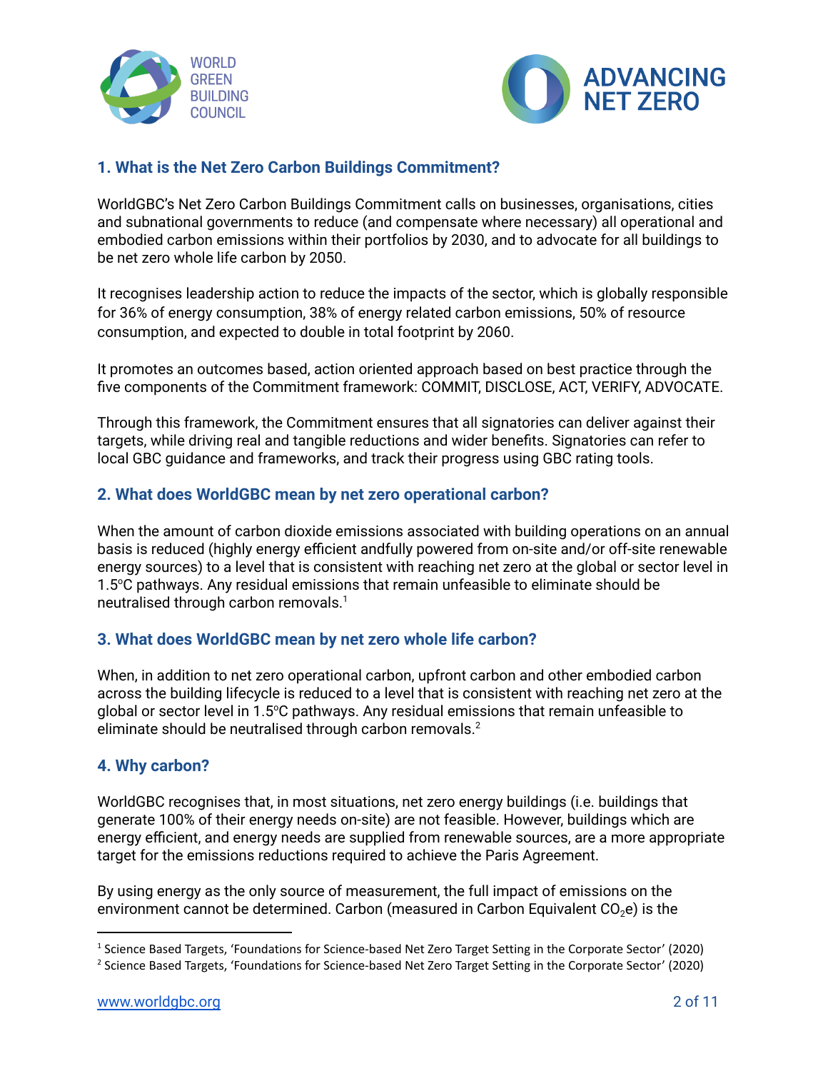## 1. What is the Net Zero Carbon Buildings Commitment?

WorldGBC's Net Zero Carbon Buildings Commitment calls on businesses, organisations, cities and subnational governments to reduce (and compensate where necessary) all operational and embodied carbon emissions within their portfolios by 2030, and to advocate for all buildings to be net zero whole life carbon by 2050.

It recognises leadership action to reduce the impacts of the sector, which is globally responsible for 36% of energy consumption, 38% of energy related carbon emissions, 50% of resource consumption, and expected to double in total footprint by 2060.

It promotes an outcomes based, action oriented approach based on best practice through the five components of the Commitment framework: COMMIT, DISCLOSE, ACT, VERIFY, ADVOCATE.

Through this framework, the Commitment ensures that all signatories can deliver against their targets, while driving real and tangible reductions and wider benefits. Signatories can refer to local GBC guidance and frameworks, and track their progress using GBC rating tools.

## 2. What does WorldGBC mean by net zero operational carbon?

When the amount of carbon dioxide emissions associated with building operations on an annual basis is reduced (highly energy efficient andfully powered from on-site and/or off-site renewable energy sources) to a level that is consistent with reaching net zero at the global or sector level in 1.5ºC pathways. Any residual emissions that remain unfeasible to eliminate should be neutralised through carbon removals.[1]

## 3. What does WorldGBC mean by net zero whole life carbon?

When, in addition to net zero operational carbon, upfront carbon and other embodied carbon across the building lifecycle is reduced to a level that is consistent with reaching net zero at the global or sector level in 1.5ºC pathways. Any residual emissions that remain unfeasible to eliminate should be neutralised through carbon removals.[2]

## 4. Why carbon?

WorldGBC recognises that, in most situations, net zero energy buildings (i.e. buildings that generate 100% of their energy needs on-site) are not feasible. However, buildings which are energy efficient, and energy needs are supplied from renewable sources, are a more appropriate target for the emissions reductions required to achieve the Paris Agreement.

By using energy as the only source of measurement, the full impact of emissions on the environment cannot be determined. Carbon (measured in Carbon Equivalent $CO_2e$) is the

[1] Science Based Targets, 'Foundations for Science-based Net Zero Target Setting in the Corporate Sector' (2020)

[2] Science Based Targets, 'Foundations for Science-based Net Zero Target Setting in the Corporate Sector' (2020)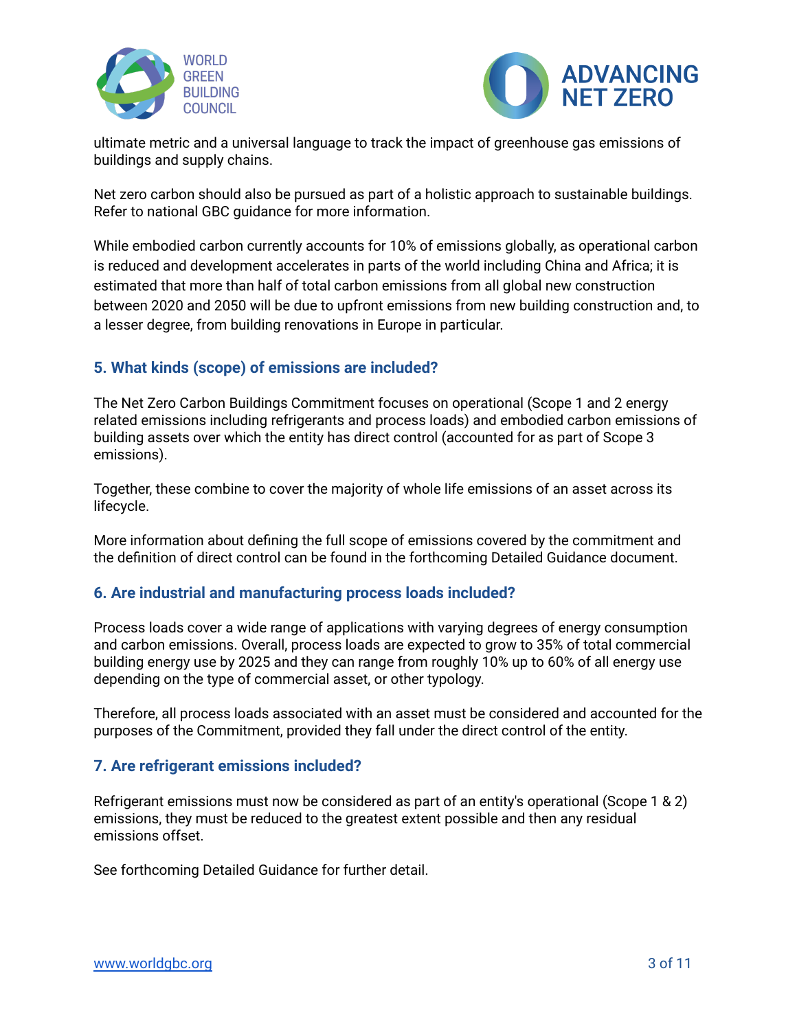ultimate metric and a universal language to track the impact of greenhouse gas emissions of buildings and supply chains.

Net zero carbon should also be pursued as part of a holistic approach to sustainable buildings. Refer to national GBC guidance for more information.

While embodied carbon currently accounts for 10% of emissions globally, as operational carbon is reduced and development accelerates in parts of the world including China and Africa; it is estimated that more than half of total carbon emissions from all global new construction between 2020 and 2050 will be due to upfront emissions from new building construction and, to a lesser degree, from building renovations in Europe in particular.

### 5. What kinds (scope) of emissions are included?

The Net Zero Carbon Buildings Commitment focuses on operational (Scope 1 and 2 energy related emissions including refrigerants and process loads) and embodied carbon emissions of building assets over which the entity has direct control (accounted for as part of Scope 3 emissions).

Together, these combine to cover the majority of whole life emissions of an asset across its lifecycle.

More information about defining the full scope of emissions covered by the commitment and the definition of direct control can be found in the forthcoming Detailed Guidance document.

### 6. Are industrial and manufacturing process loads included?

Process loads cover a wide range of applications with varying degrees of energy consumption and carbon emissions. Overall, process loads are expected to grow to 35% of total commercial building energy use by 2025 and they can range from roughly 10% up to 60% of all energy use depending on the type of commercial asset, or other typology.

Therefore, all process loads associated with an asset must be considered and accounted for the purposes of the Commitment, provided they fall under the direct control of the entity.

### 7. Are refrigerant emissions included?

Refrigerant emissions must now be considered as part of an entity's operational (Scope 1 & 2) emissions, they must be reduced to the greatest extent possible and then any residual emissions offset.

See forthcoming Detailed Guidance for further detail.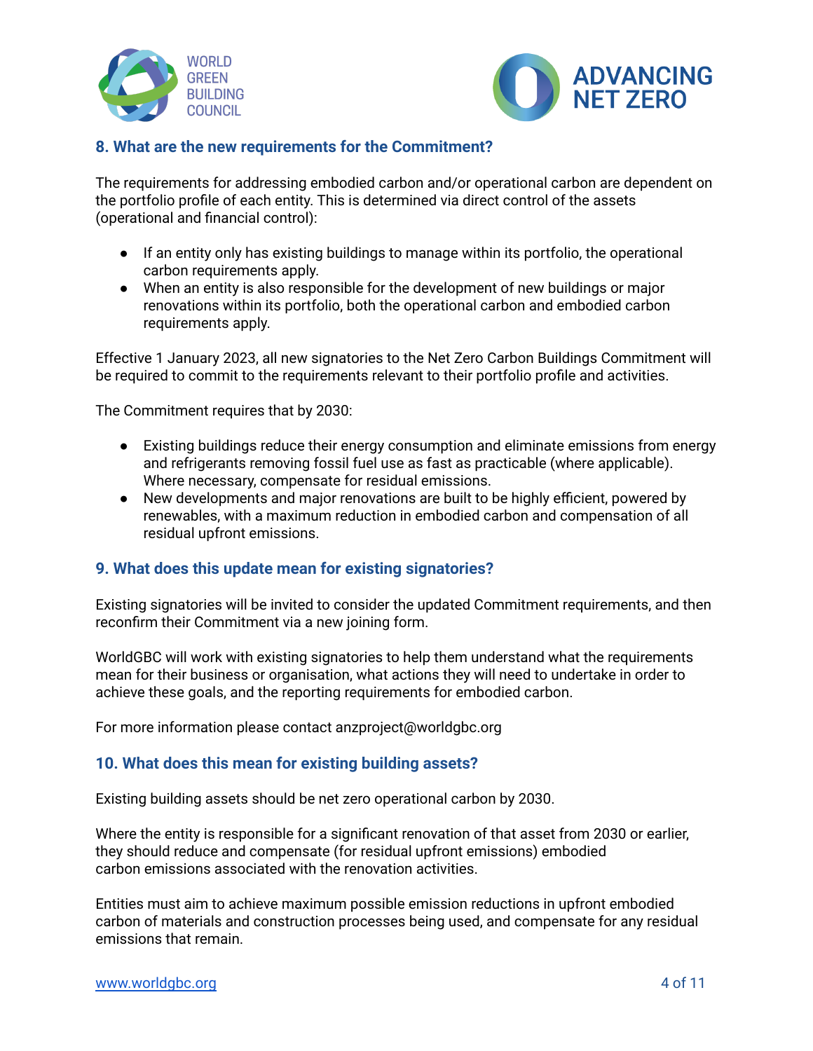## 8. What are the new requirements for the Commitment?

The requirements for addressing embodied carbon and/or operational carbon are dependent on the portfolio profile of each entity. This is determined via direct control of the assets (operational and financial control):

- If an entity only has existing buildings to manage within its portfolio, the operational carbon requirements apply.
- When an entity is also responsible for the development of new buildings or major renovations within its portfolio, both the operational carbon and embodied carbon requirements apply.

Effective 1 January 2023, all new signatories to the Net Zero Carbon Buildings Commitment will be required to commit to the requirements relevant to their portfolio profile and activities.

The Commitment requires that by 2030:

- Existing buildings reduce their energy consumption and eliminate emissions from energy and refrigerants removing fossil fuel use as fast as practicable (where applicable). Where necessary, compensate for residual emissions.
- New developments and major renovations are built to be highly efficient, powered by renewables, with a maximum reduction in embodied carbon and compensation of all residual upfront emissions.

## 9. What does this update mean for existing signatories?

Existing signatories will be invited to consider the updated Commitment requirements, and then reconfirm their Commitment via a new joining form.

WorldGBC will work with existing signatories to help them understand what the requirements mean for their business or organisation, what actions they will need to undertake in order to achieve these goals, and the reporting requirements for embodied carbon.

For more information please contact anzproject@worldgbc.org

## 10. What does this mean for existing building assets?

Existing building assets should be net zero operational carbon by 2030.

Where the entity is responsible for a significant renovation of that asset from 2030 or earlier, they should reduce and compensate (for residual upfront emissions) embodied carbon emissions associated with the renovation activities.

Entities must aim to achieve maximum possible emission reductions in upfront embodied carbon of materials and construction processes being used, and compensate for any residual emissions that remain.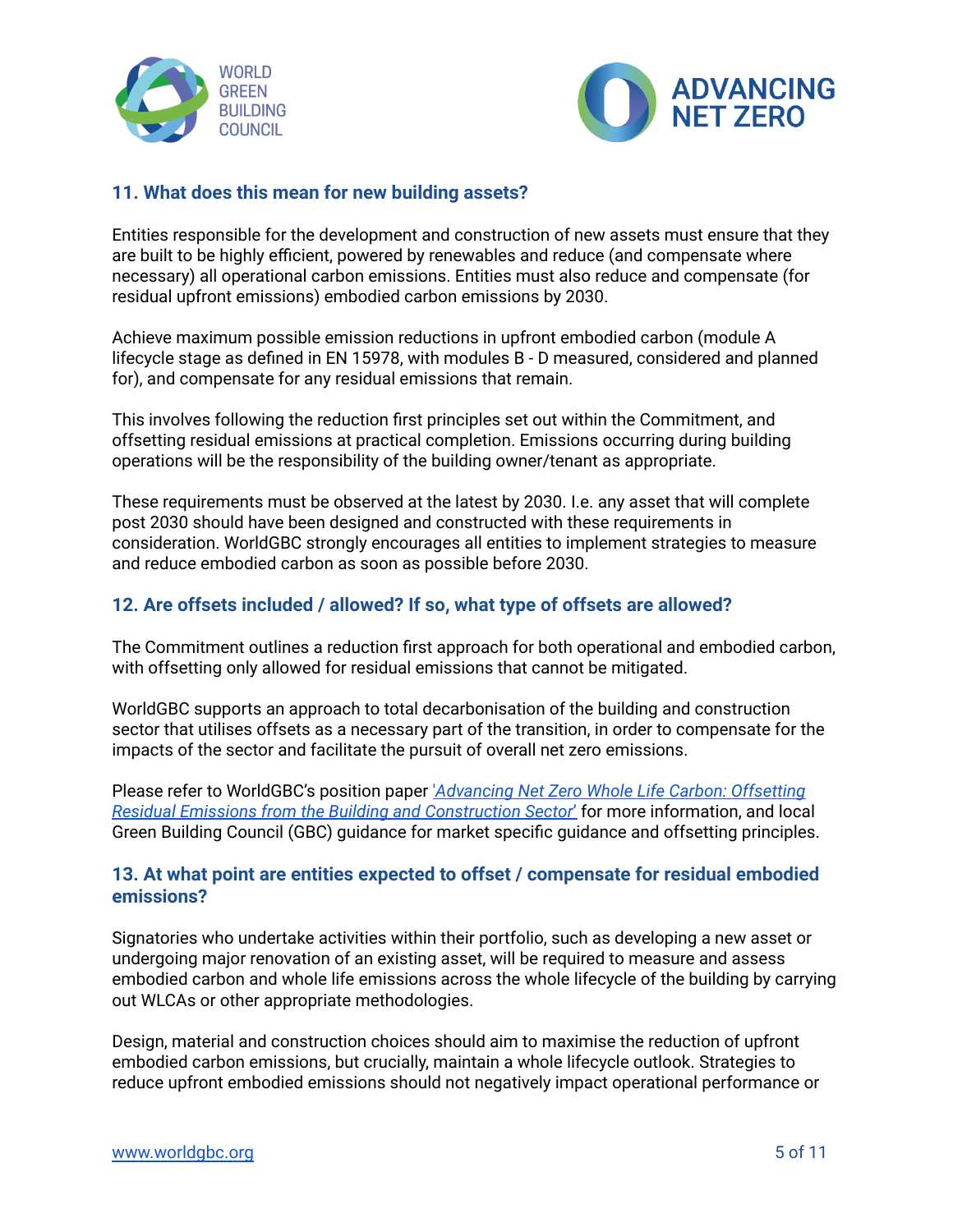## 11. What does this mean for new building assets?

Entities responsible for the development and construction of new assets must ensure that they are built to be highly efficient, powered by renewables and reduce (and compensate where necessary) all operational carbon emissions. Entities must also reduce and compensate (for residual upfront emissions) embodied carbon emissions by 2030.

Achieve maximum possible emission reductions in upfront embodied carbon (module A lifecycle stage as defined in EN 15978, with modules B - D measured, considered and planned for), and compensate for any residual emissions that remain.

This involves following the reduction first principles set out within the Commitment, and offsetting residual emissions at practical completion. Emissions occurring during building operations will be the responsibility of the building owner/tenant as appropriate.

These requirements must be observed at the latest by 2030. I.e. any asset that will complete post 2030 should have been designed and constructed with these requirements in consideration. WorldGBC strongly encourages all entities to implement strategies to measure and reduce embodied carbon as soon as possible before 2030.

## 12. Are offsets included / allowed? If so, what type of offsets are allowed?

The Commitment outlines a reduction first approach for both operational and embodied carbon, with offsetting only allowed for residual emissions that cannot be mitigated.

WorldGBC supports an approach to total decarbonisation of the building and construction sector that utilises offsets as a necessary part of the transition, in order to compensate for the impacts of the sector and facilitate the pursuit of overall net zero emissions.

Please refer to WorldGBC's position paper *'Advancing Net Zero Whole Life Carbon: Offsetting Residual Emissions from the Building and Construction Sector'* for more information, and local Green Building Council (GBC) guidance for market specific guidance and offsetting principles.

## 13. At what point are entities expected to offset / compensate for residual embodied emissions?

Signatories who undertake activities within their portfolio, such as developing a new asset or undergoing major renovation of an existing asset, will be required to measure and assess embodied carbon and whole life emissions across the whole lifecycle of the building by carrying out WLCAs or other appropriate methodologies.

Design, material and construction choices should aim to maximise the reduction of upfront embodied carbon emissions, but crucially, maintain a whole lifecycle outlook. Strategies to reduce upfront embodied emissions should not negatively impact operational performance or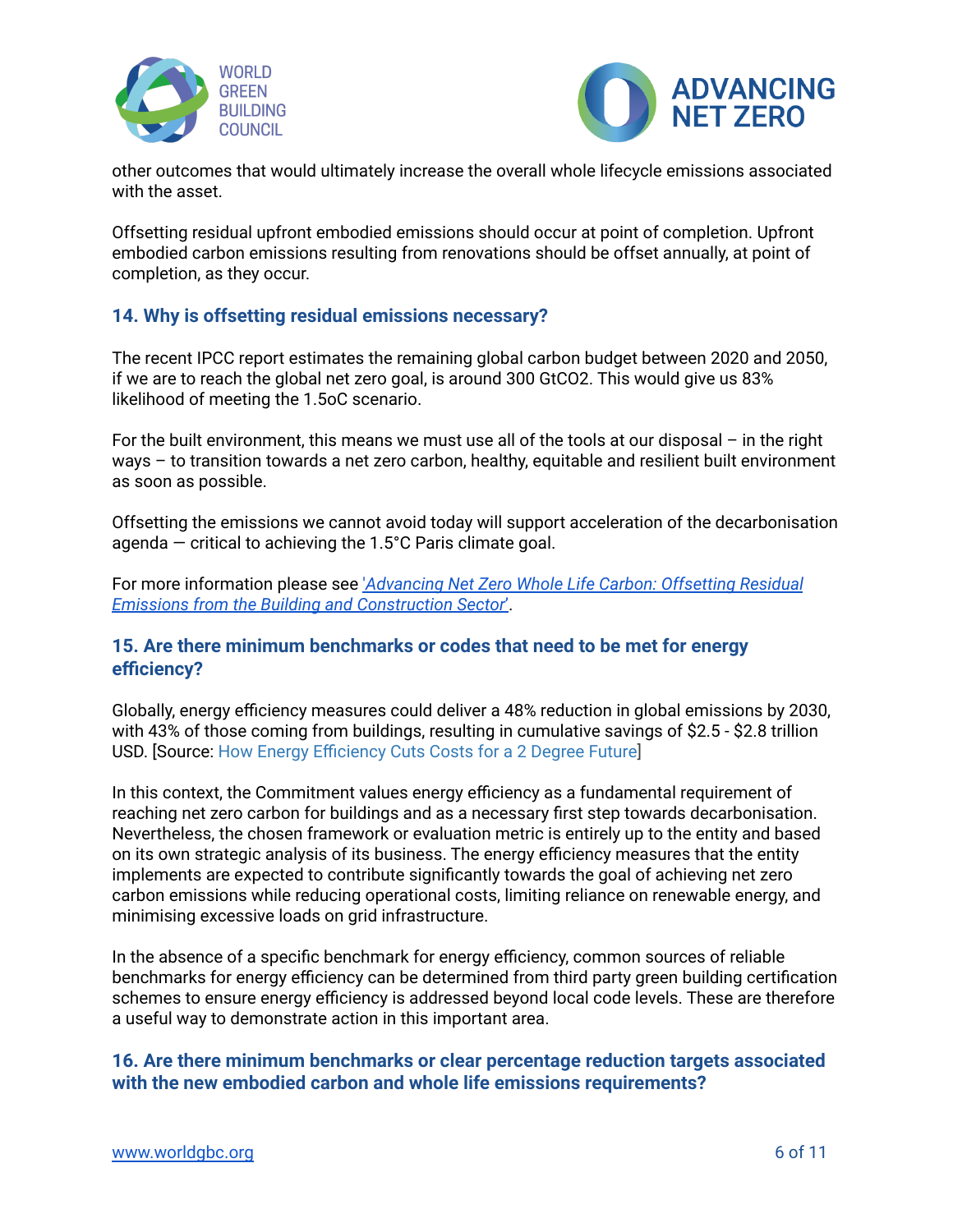other outcomes that would ultimately increase the overall whole lifecycle emissions associated with the asset.

Offsetting residual upfront embodied emissions should occur at point of completion. Upfront embodied carbon emissions resulting from renovations should be offset annually, at point of completion, as they occur.

### 14. Why is offsetting residual emissions necessary?

The recent IPCC report estimates the remaining global carbon budget between 2020 and 2050, if we are to reach the global net zero goal, is around 300 $GtCO_2$. This would give us 83% likelihood of meeting the 1.5oC scenario.

For the built environment, this means we must use all of the tools at our disposal – in the right ways – to transition towards a net zero carbon, healthy, equitable and resilient built environment as soon as possible.

Offsetting the emissions we cannot avoid today will support acceleration of the decarbonisation agenda — critical to achieving the 1.5°C Paris climate goal.

For more information please see '*Advancing Net Zero Whole Life Carbon: Offsetting Residual Emissions from the Building and Construction Sector*'.

### 15. Are there minimum benchmarks or codes that need to be met for energy efficiency?

Globally, energy efficiency measures could deliver a 48% reduction in global emissions by 2030, with 43% of those coming from buildings, resulting in cumulative savings of $2.5 - $2.8 trillion USD. [Source: How Energy Efficiency Cuts Costs for a 2 Degree Future]

In this context, the Commitment values energy efficiency as a fundamental requirement of reaching net zero carbon for buildings and as a necessary first step towards decarbonisation. Nevertheless, the chosen framework or evaluation metric is entirely up to the entity and based on its own strategic analysis of its business. The energy efficiency measures that the entity implements are expected to contribute significantly towards the goal of achieving net zero carbon emissions while reducing operational costs, limiting reliance on renewable energy, and minimising excessive loads on grid infrastructure.

In the absence of a specific benchmark for energy efficiency, common sources of reliable benchmarks for energy efficiency can be determined from third party green building certification schemes to ensure energy efficiency is addressed beyond local code levels. These are therefore a useful way to demonstrate action in this important area.

### 16. Are there minimum benchmarks or clear percentage reduction targets associated with the new embodied carbon and whole life emissions requirements?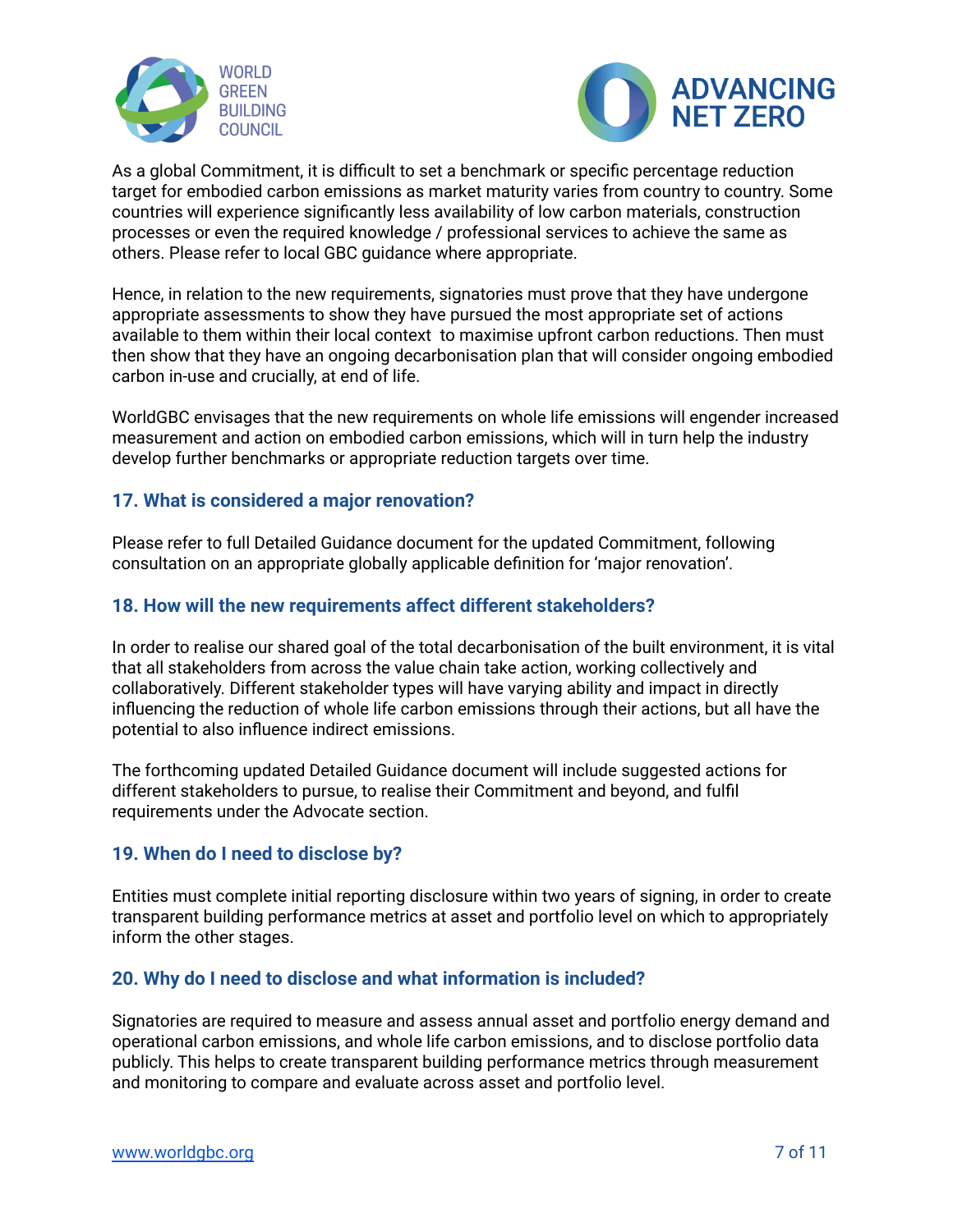As a global Commitment, it is difficult to set a benchmark or specific percentage reduction target for embodied carbon emissions as market maturity varies from country to country. Some countries will experience significantly less availability of low carbon materials, construction processes or even the required knowledge / professional services to achieve the same as others. Please refer to local GBC guidance where appropriate.

Hence, in relation to the new requirements, signatories must prove that they have undergone appropriate assessments to show they have pursued the most appropriate set of actions available to them within their local context  to maximise upfront carbon reductions. Then must then show that they have an ongoing decarbonisation plan that will consider ongoing embodied carbon in-use and crucially, at end of life.

WorldGBC envisages that the new requirements on whole life emissions will engender increased measurement and action on embodied carbon emissions, which will in turn help the industry develop further benchmarks or appropriate reduction targets over time.

### 17. What is considered a major renovation?

Please refer to full Detailed Guidance document for the updated Commitment, following consultation on an appropriate globally applicable definition for 'major renovation'.

### 18. How will the new requirements affect different stakeholders?

In order to realise our shared goal of the total decarbonisation of the built environment, it is vital that all stakeholders from across the value chain take action, working collectively and collaboratively. Different stakeholder types will have varying ability and impact in directly influencing the reduction of whole life carbon emissions through their actions, but all have the potential to also influence indirect emissions.

The forthcoming updated Detailed Guidance document will include suggested actions for different stakeholders to pursue, to realise their Commitment and beyond, and fulfil requirements under the Advocate section.

### 19. When do I need to disclose by?

Entities must complete initial reporting disclosure within two years of signing, in order to create transparent building performance metrics at asset and portfolio level on which to appropriately inform the other stages.

### 20. Why do I need to disclose and what information is included?

Signatories are required to measure and assess annual asset and portfolio energy demand and operational carbon emissions, and whole life carbon emissions, and to disclose portfolio data publicly. This helps to create transparent building performance metrics through measurement and monitoring to compare and evaluate across asset and portfolio level.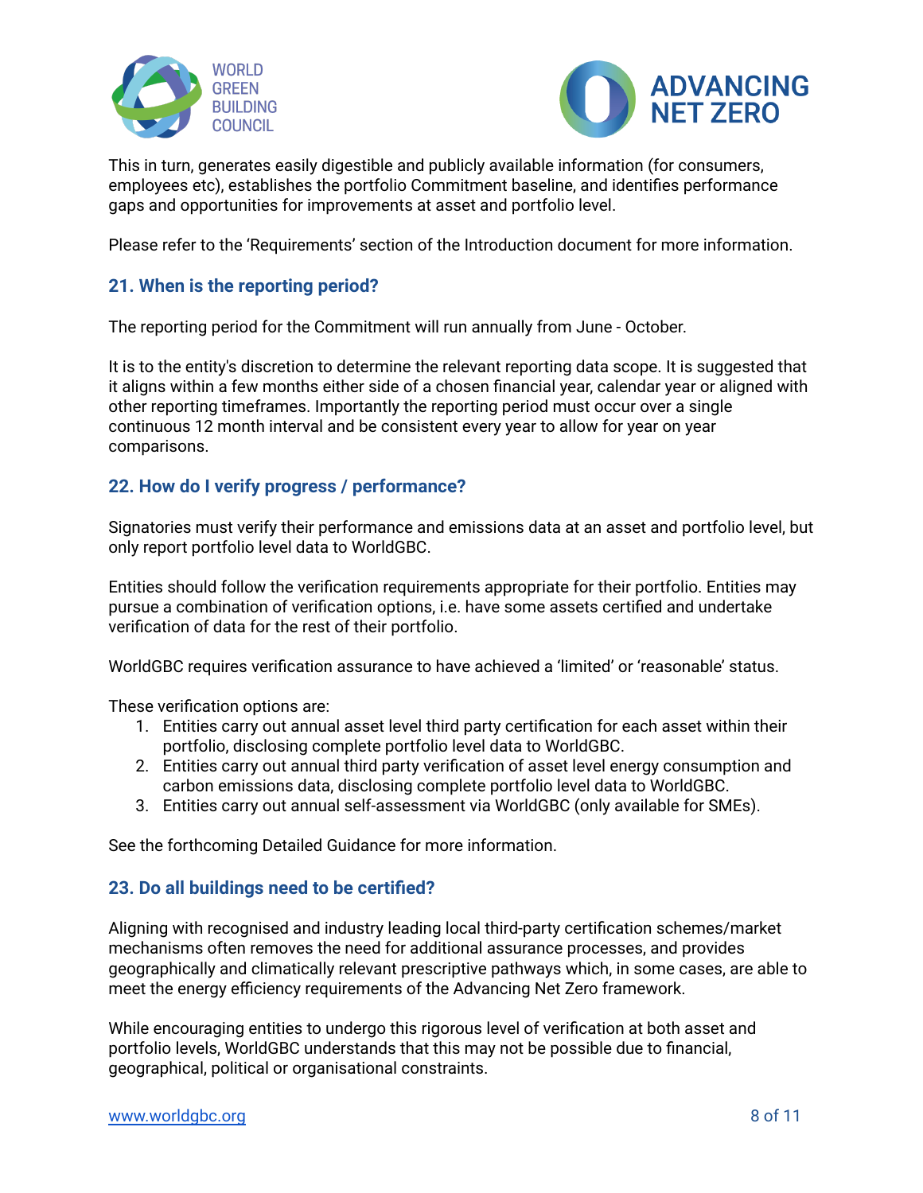This in turn, generates easily digestible and publicly available information (for consumers, employees etc), establishes the portfolio Commitment baseline, and identifies performance gaps and opportunities for improvements at asset and portfolio level.

Please refer to the 'Requirements' section of the Introduction document for more information.

### 21. When is the reporting period?

The reporting period for the Commitment will run annually from June - October.

It is to the entity's discretion to determine the relevant reporting data scope. It is suggested that it aligns within a few months either side of a chosen financial year, calendar year or aligned with other reporting timeframes. Importantly the reporting period must occur over a single continuous 12 month interval and be consistent every year to allow for year on year comparisons.

### 22. How do I verify progress / performance?

Signatories must verify their performance and emissions data at an asset and portfolio level, but only report portfolio level data to WorldGBC.

Entities should follow the verification requirements appropriate for their portfolio. Entities may pursue a combination of verification options, i.e. have some assets certified and undertake verification of data for the rest of their portfolio.

WorldGBC requires verification assurance to have achieved a 'limited' or 'reasonable' status.

These verification options are:

1. Entities carry out annual asset level third party certification for each asset within their portfolio, disclosing complete portfolio level data to WorldGBC.
2. Entities carry out annual third party verification of asset level energy consumption and carbon emissions data, disclosing complete portfolio level data to WorldGBC.
3. Entities carry out annual self-assessment via WorldGBC (only available for SMEs).

See the forthcoming Detailed Guidance for more information.

### 23. Do all buildings need to be certified?

Aligning with recognised and industry leading local third-party certification schemes/market mechanisms often removes the need for additional assurance processes, and provides geographically and climatically relevant prescriptive pathways which, in some cases, are able to meet the energy efficiency requirements of the Advancing Net Zero framework.

While encouraging entities to undergo this rigorous level of verification at both asset and portfolio levels, WorldGBC understands that this may not be possible due to financial, geographical, political or organisational constraints.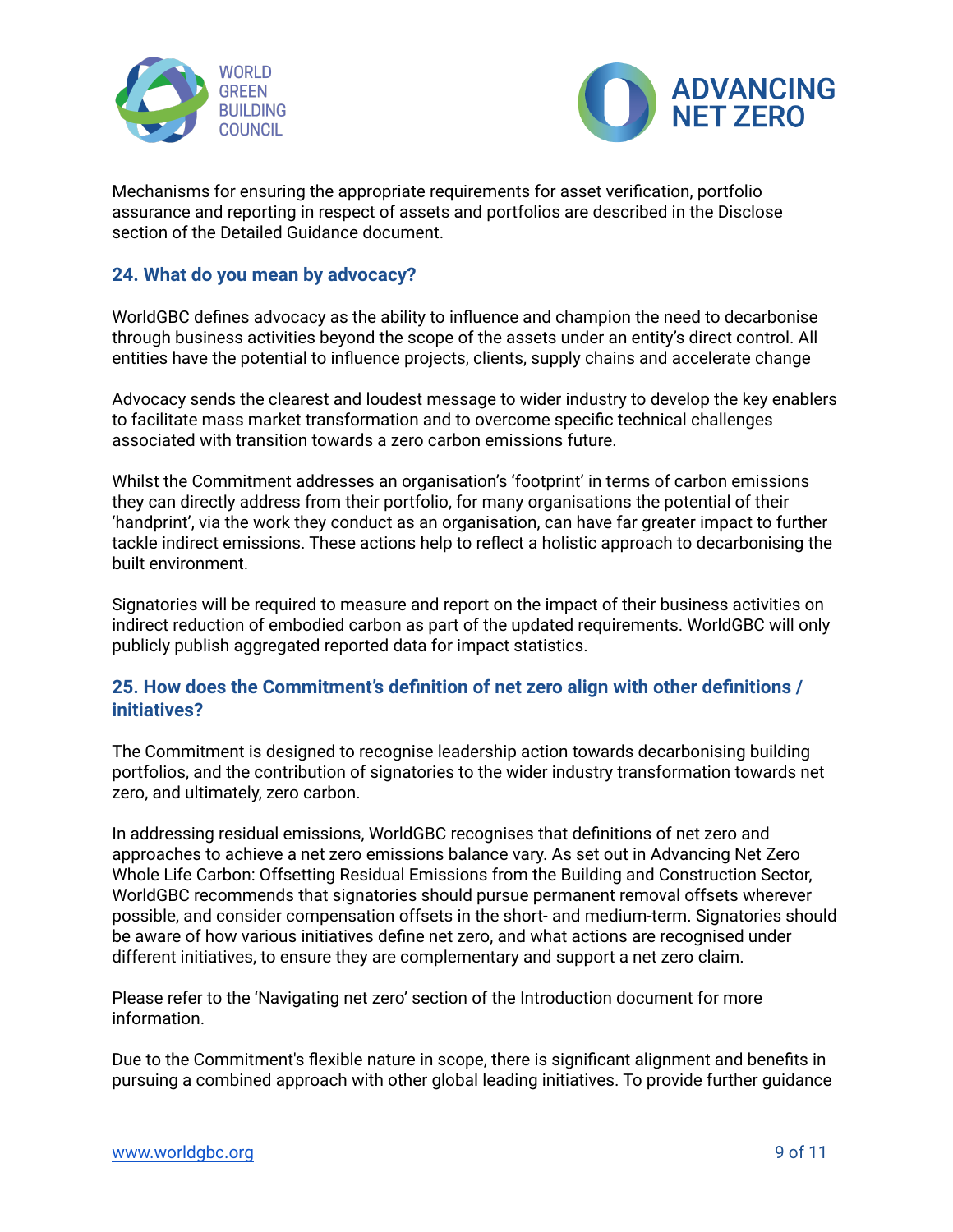Mechanisms for ensuring the appropriate requirements for asset verification, portfolio assurance and reporting in respect of assets and portfolios are described in the Disclose section of the Detailed Guidance document.

### 24. What do you mean by advocacy?

WorldGBC defines advocacy as the ability to influence and champion the need to decarbonise through business activities beyond the scope of the assets under an entity's direct control. All entities have the potential to influence projects, clients, supply chains and accelerate change

Advocacy sends the clearest and loudest message to wider industry to develop the key enablers to facilitate mass market transformation and to overcome specific technical challenges associated with transition towards a zero carbon emissions future.

Whilst the Commitment addresses an organisation's 'footprint' in terms of carbon emissions they can directly address from their portfolio, for many organisations the potential of their 'handprint', via the work they conduct as an organisation, can have far greater impact to further tackle indirect emissions. These actions help to reflect a holistic approach to decarbonising the built environment.

Signatories will be required to measure and report on the impact of their business activities on indirect reduction of embodied carbon as part of the updated requirements. WorldGBC will only publicly publish aggregated reported data for impact statistics.

### 25. How does the Commitment's definition of net zero align with other definitions / initiatives?

The Commitment is designed to recognise leadership action towards decarbonising building portfolios, and the contribution of signatories to the wider industry transformation towards net zero, and ultimately, zero carbon.

In addressing residual emissions, WorldGBC recognises that definitions of net zero and approaches to achieve a net zero emissions balance vary. As set out in Advancing Net Zero Whole Life Carbon: Offsetting Residual Emissions from the Building and Construction Sector, WorldGBC recommends that signatories should pursue permanent removal offsets wherever possible, and consider compensation offsets in the short- and medium-term. Signatories should be aware of how various initiatives define net zero, and what actions are recognised under different initiatives, to ensure they are complementary and support a net zero claim.

Please refer to the 'Navigating net zero' section of the Introduction document for more information.

Due to the Commitment's flexible nature in scope, there is significant alignment and benefits in pursuing a combined approach with other global leading initiatives. To provide further guidance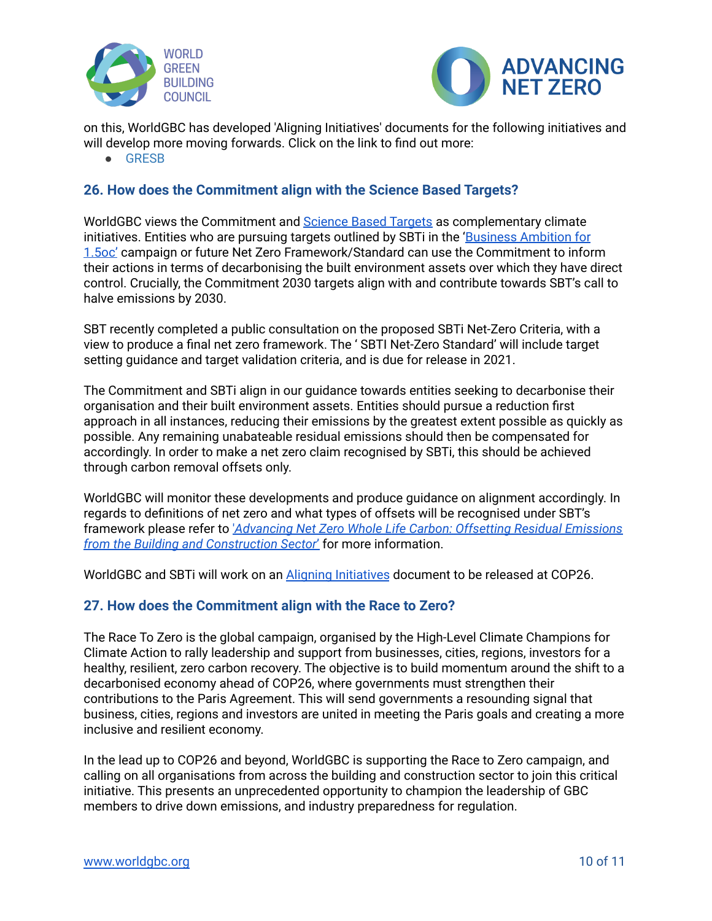on this, WorldGBC has developed 'Aligning Initiatives' documents for the following initiatives and will develop more moving forwards. Click on the link to find out more:

- GRESB

### 26. How does the Commitment align with the Science Based Targets?

WorldGBC views the Commitment and Science Based Targets as complementary climate initiatives. Entities who are pursuing targets outlined by SBTi in the 'Business Ambition for 1.5oc' campaign or future Net Zero Framework/Standard can use the Commitment to inform their actions in terms of decarbonising the built environment assets over which they have direct control. Crucially, the Commitment 2030 targets align with and contribute towards SBT's call to halve emissions by 2030.

SBT recently completed a public consultation on the proposed SBTi Net-Zero Criteria, with a view to produce a final net zero framework. The ' SBTI Net-Zero Standard' will include target setting guidance and target validation criteria, and is due for release in 2021.

The Commitment and SBTi align in our guidance towards entities seeking to decarbonise their organisation and their built environment assets. Entities should pursue a reduction first approach in all instances, reducing their emissions by the greatest extent possible as quickly as possible. Any remaining unabateable residual emissions should then be compensated for accordingly. In order to make a net zero claim recognised by SBTi, this should be achieved through carbon removal offsets only.

WorldGBC will monitor these developments and produce guidance on alignment accordingly. In regards to definitions of net zero and what types of offsets will be recognised under SBT's framework please refer to '*Advancing Net Zero Whole Life Carbon: Offsetting Residual Emissions from the Building and Construction Sector*' for more information.

WorldGBC and SBTi will work on an Aligning Initiatives document to be released at COP26.

### 27. How does the Commitment align with the Race to Zero?

The Race To Zero is the global campaign, organised by the High-Level Climate Champions for Climate Action to rally leadership and support from businesses, cities, regions, investors for a healthy, resilient, zero carbon recovery. The objective is to build momentum around the shift to a decarbonised economy ahead of COP26, where governments must strengthen their contributions to the Paris Agreement. This will send governments a resounding signal that business, cities, regions and investors are united in meeting the Paris goals and creating a more inclusive and resilient economy.

In the lead up to COP26 and beyond, WorldGBC is supporting the Race to Zero campaign, and calling on all organisations from across the building and construction sector to join this critical initiative. This presents an unprecedented opportunity to champion the leadership of GBC members to drive down emissions, and industry preparedness for regulation.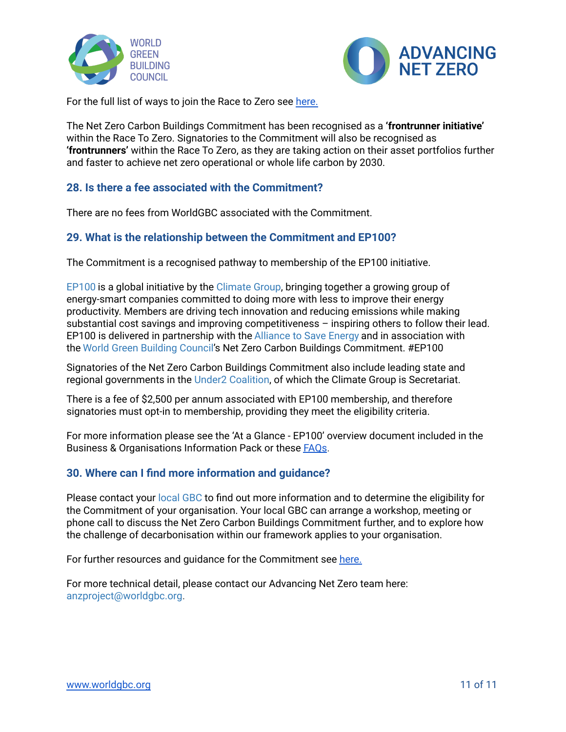For the full list of ways to join the Race to Zero see here.

The Net Zero Carbon Buildings Commitment has been recognised as a **'frontrunner initiative'** within the Race To Zero. Signatories to the Commitment will also be recognised as **'frontrunners'** within the Race To Zero, as they are taking action on their asset portfolios further and faster to achieve net zero operational or whole life carbon by 2030.

### 28. Is there a fee associated with the Commitment?

There are no fees from WorldGBC associated with the Commitment.

### 29. What is the relationship between the Commitment and EP100?

The Commitment is a recognised pathway to membership of the EP100 initiative.

EP100 is a global initiative by the Climate Group, bringing together a growing group of energy-smart companies committed to doing more with less to improve their energy productivity. Members are driving tech innovation and reducing emissions while making substantial cost savings and improving competitiveness – inspiring others to follow their lead. EP100 is delivered in partnership with the Alliance to Save Energy and in association with the World Green Building Council's Net Zero Carbon Buildings Commitment. #EP100

Signatories of the Net Zero Carbon Buildings Commitment also include leading state and regional governments in the Under2 Coalition, of which the Climate Group is Secretariat.

There is a fee of $2,500 per annum associated with EP100 membership, and therefore signatories must opt-in to membership, providing they meet the eligibility criteria.

For more information please see the 'At a Glance - EP100' overview document included in the Business & Organisations Information Pack or these FAQs.

### 30. Where can I find more information and guidance?

Please contact your local GBC to find out more information and to determine the eligibility for the Commitment of your organisation. Your local GBC can arrange a workshop, meeting or phone call to discuss the Net Zero Carbon Buildings Commitment further, and to explore how the challenge of decarbonisation within our framework applies to your organisation.

For further resources and guidance for the Commitment see here.

For more technical detail, please contact our Advancing Net Zero team here: anzproject@worldgbc.org.